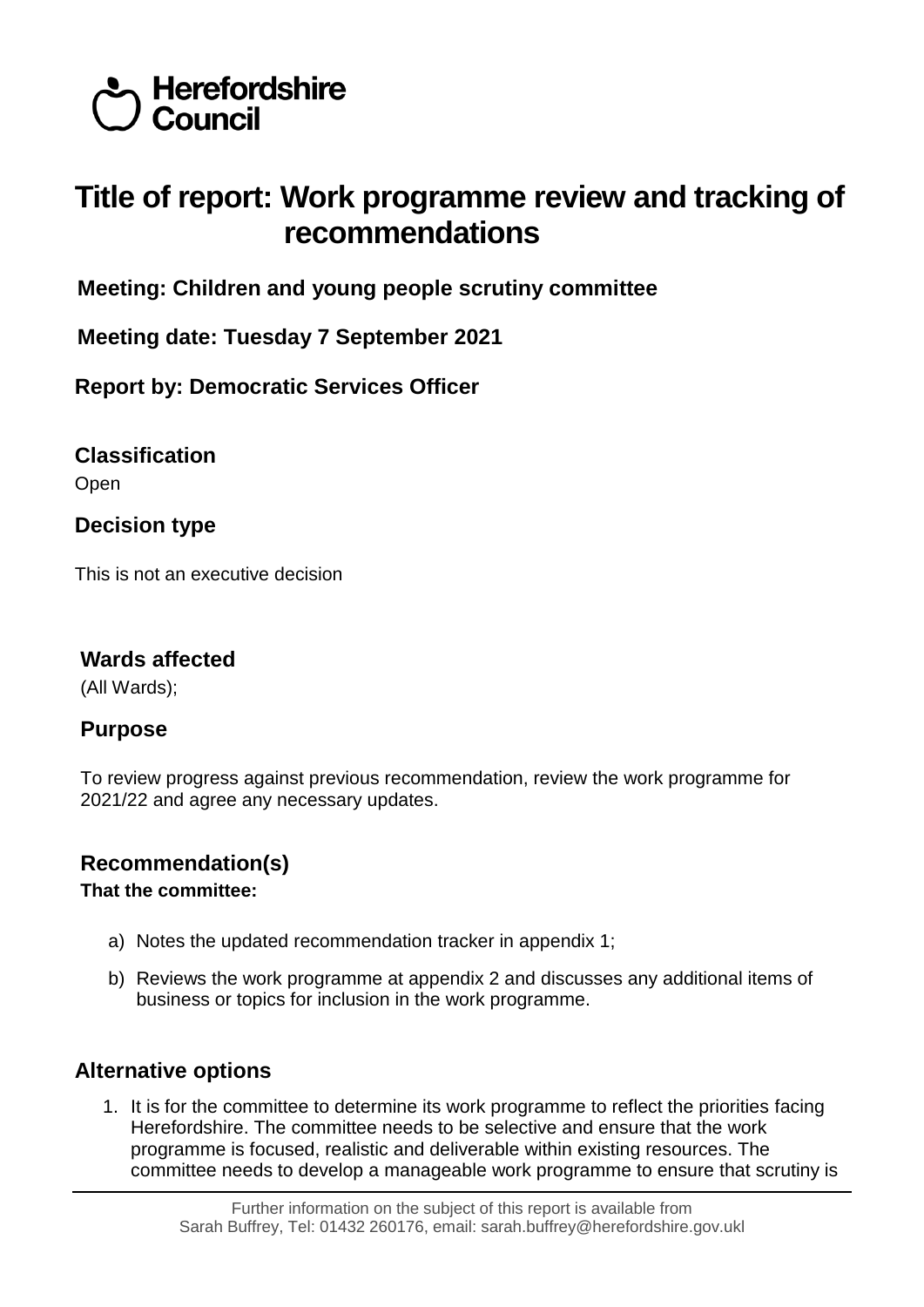Herefordshire Council

# Title of report: Work programme review and tracking of recommendations

**Meeting: Children and young people scrutiny committee**

**Meeting date: Tuesday 7 September 2021**

**Report by: Democratic Services Officer**

## Classification

Open

## Decision type

This is not an executive decision

## Wards affected

(All Wards);

## Purpose

To review progress against previous recommendation, review the work programme for 2021/22 and agree any necessary updates.

## Recommendation(s)

**That the committee:**

a) Notes the updated recommendation tracker in appendix 1;

b) Reviews the work programme at appendix 2 and discusses any additional items of business or topics for inclusion in the work programme.

## Alternative options

1. It is for the committee to determine its work programme to reflect the priorities facing Herefordshire. The committee needs to be selective and ensure that the work programme is focused, realistic and deliverable within existing resources. The committee needs to develop a manageable work programme to ensure that scrutiny is

Further information on the subject of this report is available from Sarah Buffrey, Tel: 01432 260176, email: sarah.buffrey@herefordshire.gov.ukl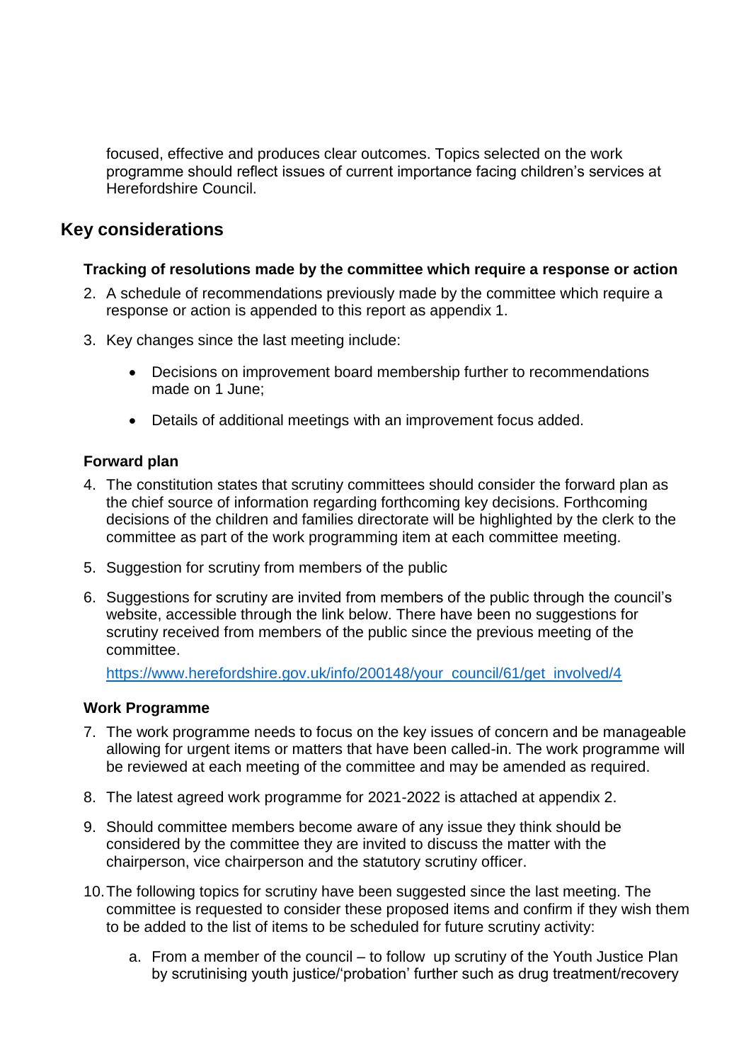focused, effective and produces clear outcomes. Topics selected on the work programme should reflect issues of current importance facing children's services at Herefordshire Council.

## Key considerations

### Tracking of resolutions made by the committee which require a response or action

2. A schedule of recommendations previously made by the committee which require a response or action is appended to this report as appendix 1.

3. Key changes since the last meeting include:

    - Decisions on improvement board membership further to recommendations made on 1 June;

    - Details of additional meetings with an improvement focus added.

### Forward plan

4. The constitution states that scrutiny committees should consider the forward plan as the chief source of information regarding forthcoming key decisions. Forthcoming decisions of the children and families directorate will be highlighted by the clerk to the committee as part of the work programming item at each committee meeting.

5. Suggestion for scrutiny from members of the public

6. Suggestions for scrutiny are invited from members of the public through the council's website, accessible through the link below. There have been no suggestions for scrutiny received from members of the public since the previous meeting of the committee.

   https://www.herefordshire.gov.uk/info/200148/your_council/61/get_involved/4

### Work Programme

7. The work programme needs to focus on the key issues of concern and be manageable allowing for urgent items or matters that have been called-in. The work programme will be reviewed at each meeting of the committee and may be amended as required.

8. The latest agreed work programme for 2021-2022 is attached at appendix 2.

9. Should committee members become aware of any issue they think should be considered by the committee they are invited to discuss the matter with the chairperson, vice chairperson and the statutory scrutiny officer.

10. The following topics for scrutiny have been suggested since the last meeting. The committee is requested to consider these proposed items and confirm if they wish them to be added to the list of items to be scheduled for future scrutiny activity:

    a. From a member of the council – to follow up scrutiny of the Youth Justice Plan by scrutinising youth justice/'probation' further such as drug treatment/recovery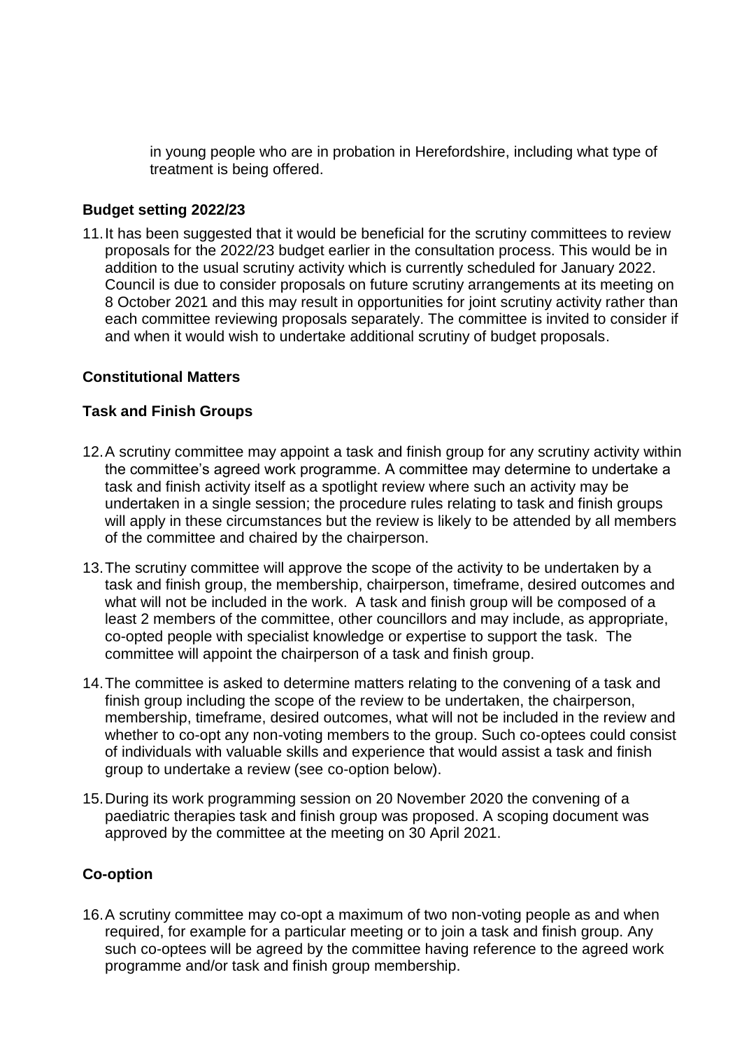in young people who are in probation in Herefordshire, including what type of treatment is being offered.

**Budget setting 2022/23**

11. It has been suggested that it would be beneficial for the scrutiny committees to review proposals for the 2022/23 budget earlier in the consultation process. This would be in addition to the usual scrutiny activity which is currently scheduled for January 2022. Council is due to consider proposals on future scrutiny arrangements at its meeting on 8 October 2021 and this may result in opportunities for joint scrutiny activity rather than each committee reviewing proposals separately. The committee is invited to consider if and when it would wish to undertake additional scrutiny of budget proposals.

**Constitutional Matters**

**Task and Finish Groups**

12. A scrutiny committee may appoint a task and finish group for any scrutiny activity within the committee's agreed work programme. A committee may determine to undertake a task and finish activity itself as a spotlight review where such an activity may be undertaken in a single session; the procedure rules relating to task and finish groups will apply in these circumstances but the review is likely to be attended by all members of the committee and chaired by the chairperson.

13. The scrutiny committee will approve the scope of the activity to be undertaken by a task and finish group, the membership, chairperson, timeframe, desired outcomes and what will not be included in the work. A task and finish group will be composed of a least 2 members of the committee, other councillors and may include, as appropriate, co-opted people with specialist knowledge or expertise to support the task. The committee will appoint the chairperson of a task and finish group.

14. The committee is asked to determine matters relating to the convening of a task and finish group including the scope of the review to be undertaken, the chairperson, membership, timeframe, desired outcomes, what will not be included in the review and whether to co-opt any non-voting members to the group. Such co-optees could consist of individuals with valuable skills and experience that would assist a task and finish group to undertake a review (see co-option below).

15. During its work programming session on 20 November 2020 the convening of a paediatric therapies task and finish group was proposed. A scoping document was approved by the committee at the meeting on 30 April 2021.

**Co-option**

16. A scrutiny committee may co-opt a maximum of two non-voting people as and when required, for example for a particular meeting or to join a task and finish group. Any such co-optees will be agreed by the committee having reference to the agreed work programme and/or task and finish group membership.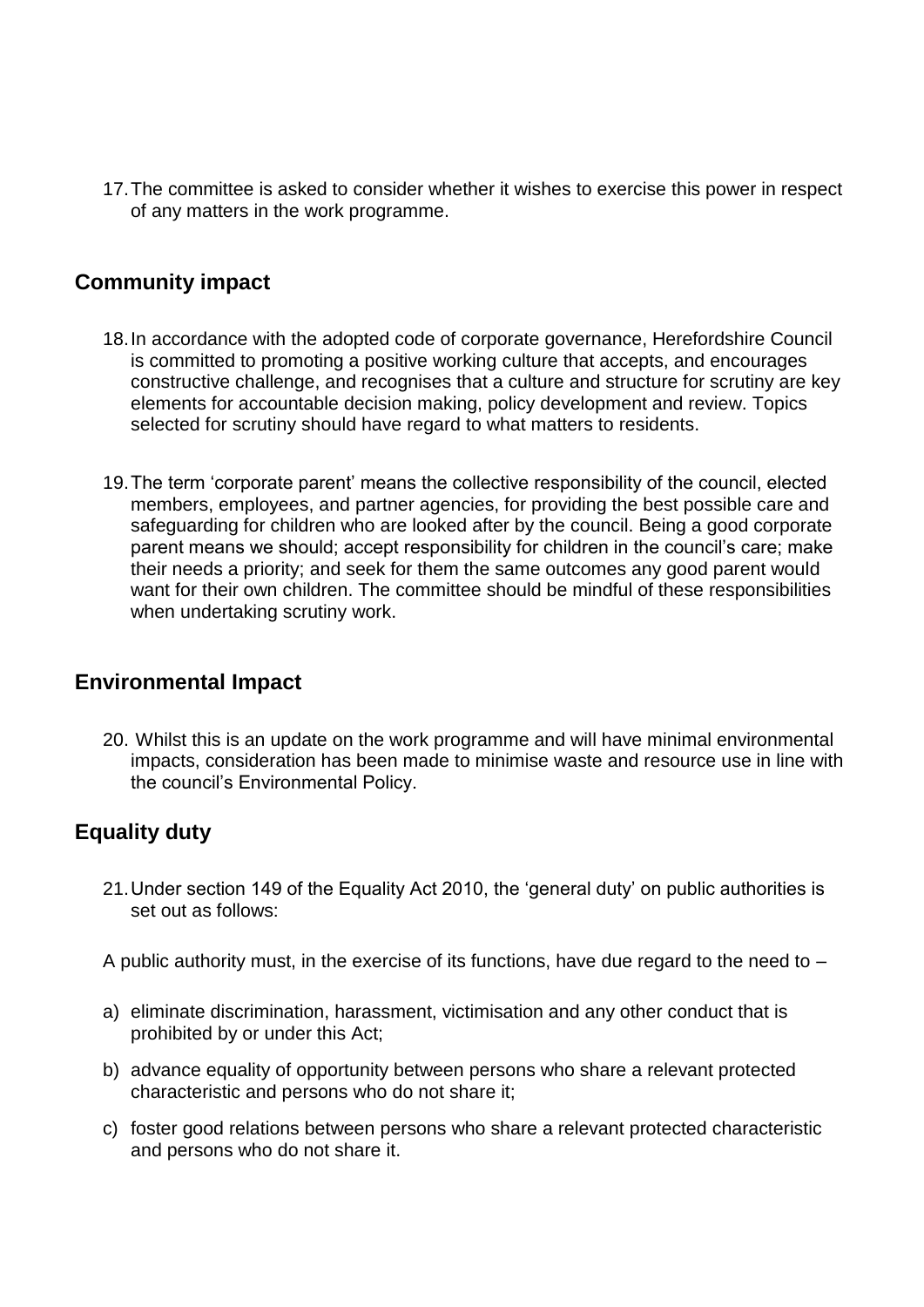17. The committee is asked to consider whether it wishes to exercise this power in respect of any matters in the work programme.

## Community impact

18. In accordance with the adopted code of corporate governance, Herefordshire Council is committed to promoting a positive working culture that accepts, and encourages constructive challenge, and recognises that a culture and structure for scrutiny are key elements for accountable decision making, policy development and review. Topics selected for scrutiny should have regard to what matters to residents.

19. The term 'corporate parent' means the collective responsibility of the council, elected members, employees, and partner agencies, for providing the best possible care and safeguarding for children who are looked after by the council. Being a good corporate parent means we should; accept responsibility for children in the council's care; make their needs a priority; and seek for them the same outcomes any good parent would want for their own children. The committee should be mindful of these responsibilities when undertaking scrutiny work.

## Environmental Impact

20. Whilst this is an update on the work programme and will have minimal environmental impacts, consideration has been made to minimise waste and resource use in line with the council's Environmental Policy.

## Equality duty

21. Under section 149 of the Equality Act 2010, the 'general duty' on public authorities is set out as follows:

A public authority must, in the exercise of its functions, have due regard to the need to –

a) eliminate discrimination, harassment, victimisation and any other conduct that is prohibited by or under this Act;

b) advance equality of opportunity between persons who share a relevant protected characteristic and persons who do not share it;

c) foster good relations between persons who share a relevant protected characteristic and persons who do not share it.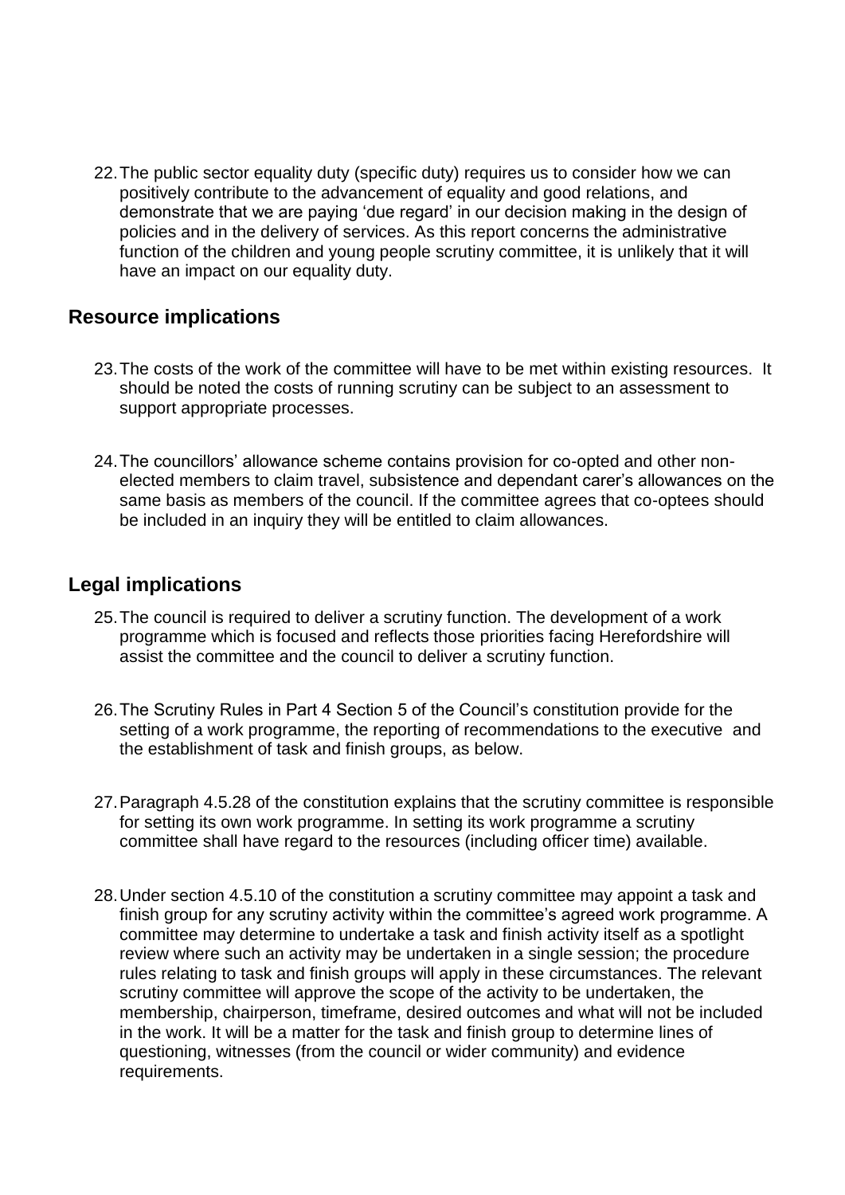22. The public sector equality duty (specific duty) requires us to consider how we can positively contribute to the advancement of equality and good relations, and demonstrate that we are paying 'due regard' in our decision making in the design of policies and in the delivery of services. As this report concerns the administrative function of the children and young people scrutiny committee, it is unlikely that it will have an impact on our equality duty.

## Resource implications

23. The costs of the work of the committee will have to be met within existing resources. It should be noted the costs of running scrutiny can be subject to an assessment to support appropriate processes.

24. The councillors' allowance scheme contains provision for co-opted and other non-elected members to claim travel, subsistence and dependant carer's allowances on the same basis as members of the council. If the committee agrees that co-optees should be included in an inquiry they will be entitled to claim allowances.

## Legal implications

25. The council is required to deliver a scrutiny function. The development of a work programme which is focused and reflects those priorities facing Herefordshire will assist the committee and the council to deliver a scrutiny function.

26. The Scrutiny Rules in Part 4 Section 5 of the Council's constitution provide for the setting of a work programme, the reporting of recommendations to the executive and the establishment of task and finish groups, as below.

27. Paragraph 4.5.28 of the constitution explains that the scrutiny committee is responsible for setting its own work programme. In setting its work programme a scrutiny committee shall have regard to the resources (including officer time) available.

28. Under section 4.5.10 of the constitution a scrutiny committee may appoint a task and finish group for any scrutiny activity within the committee's agreed work programme. A committee may determine to undertake a task and finish activity itself as a spotlight review where such an activity may be undertaken in a single session; the procedure rules relating to task and finish groups will apply in these circumstances. The relevant scrutiny committee will approve the scope of the activity to be undertaken, the membership, chairperson, timeframe, desired outcomes and what will not be included in the work. It will be a matter for the task and finish group to determine lines of questioning, witnesses (from the council or wider community) and evidence requirements.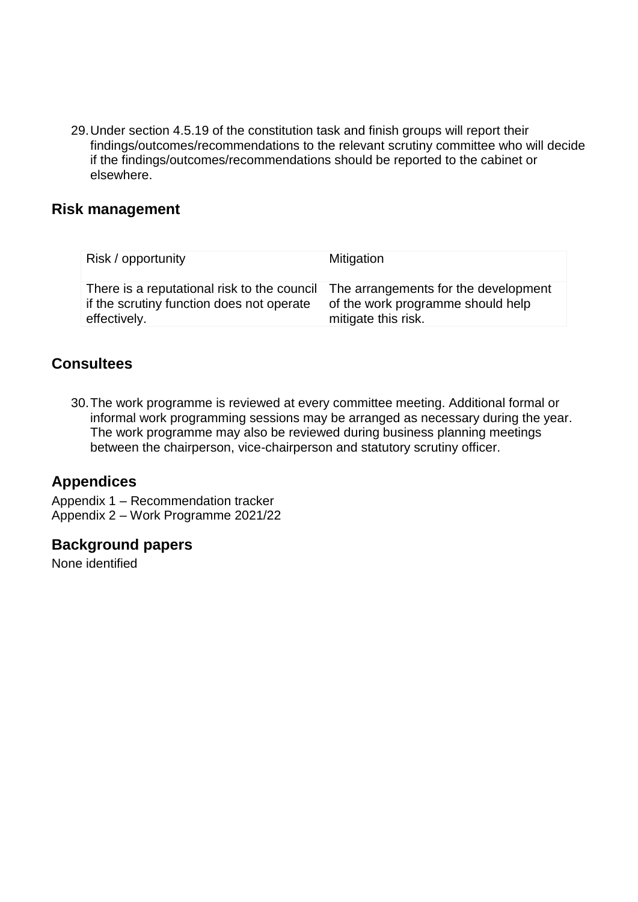29. Under section 4.5.19 of the constitution task and finish groups will report their findings/outcomes/recommendations to the relevant scrutiny committee who will decide if the findings/outcomes/recommendations should be reported to the cabinet or elsewhere.

## Risk management

| Risk / opportunity | Mitigation |
|---|---|
| There is a reputational risk to the council if the scrutiny function does not operate effectively. | The arrangements for the development of the work programme should help mitigate this risk. |

## Consultees

30. The work programme is reviewed at every committee meeting. Additional formal or informal work programming sessions may be arranged as necessary during the year. The work programme may also be reviewed during business planning meetings between the chairperson, vice-chairperson and statutory scrutiny officer.

## Appendices

Appendix 1 – Recommendation tracker
Appendix 2 – Work Programme 2021/22

## Background papers

None identified